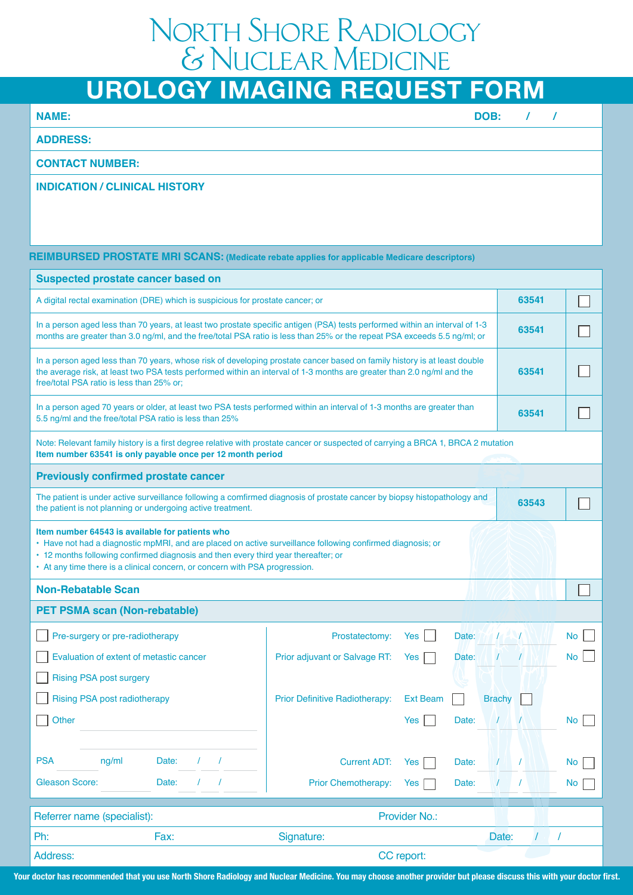# North Shore Radiology & Nuclear Medicine

## UROLOGY IMAGING REQUEST FORM

**NAME:** **DOB:** / /

**ADDRESS:**

**CONTACT NUMBER:**

**INDICATION / CLINICAL HISTORY**

**REIMBURSED PROSTATE MRI SCANS:** **(Medicate rebate applies for applicable Medicare descriptors)**

| **Suspected prostate cancer based on** | | |
|---|---|---|
| A digital rectal examination (DRE) which is suspicious for prostate cancer; or | **63541** | ☐ |
| In a person aged less than 70 years, at least two prostate specific antigen (PSA) tests performed within an interval of 1-3 months are greater than 3.0 ng/ml, and the free/total PSA ratio is less than 25% or the repeat PSA exceeds 5.5 ng/ml; or | **63541** | ☐ |
| In a person aged less than 70 years, whose risk of developing prostate cancer based on family history is at least double the average risk, at least two PSA tests performed within an interval of 1-3 months are greater than 2.0 ng/ml and the free/total PSA ratio is less than 25% or; | **63541** | ☐ |
| In a person aged 70 years or older, at least two PSA tests performed within an interval of 1-3 months are greater than 5.5 ng/ml and the free/total PSA ratio is less than 25% | **63541** | ☐ |

Note: Relevant family history is a first degree relative with prostate cancer or suspected of carrying a BRCA 1, BRCA 2 mutation
**Item number 63541 is only payable once per 12 month period**

| **Previously confirmed prostate cancer** | | |
|---|---|---|
| The patient is under active surveillance following a comfirmed diagnosis of prostate cancer by biopsy histopathology and the patient is not planning or undergoing active treatment. | **63543** | ☐ |

**Item number 64543 is available for patients who**

- Have not had a diagnostic mpMRI, and are placed on active surveillance following confirmed diagnosis; or
- 12 months following confirmed diagnosis and then every third year thereafter; or
- At any time there is a clinical concern, or concern with PSA progression.

**Non-Rebatable Scan** ☐

**PET PSMA scan (Non-rebatable)**

- ☐ Pre-surgery or pre-radiotherapy
- ☐ Evaluation of extent of metastic cancer
- ☐ Rising PSA post surgery
- ☐ Rising PSA post radiotherapy
- ☐ Other ______________

PSA ______ ng/ml Date: / /

Gleason Score: ______ Date: / /

Prostatectomy: Yes ☐ Date: / / No ☐

Prior adjuvant or Salvage RT: Yes ☐ Date: / / No ☐

Prior Definitive Radiotherapy: Ext Beam ☐ Brachy ☐
Yes ☐ Date: / / No ☐

Current ADT: Yes ☐ Date: / / No ☐

Prior Chemotherapy: Yes ☐ Date: / / No ☐

| Referrer name (specialist): | | Provider No.: | |
|---|---|---|---|
| Ph: | Fax: | Signature: | Date: / / |
| Address: | | CC report: | |

**Your doctor has recommended that you use North Shore Radiology and Nuclear Medicine. You may choose another provider but please discuss this with your doctor first.**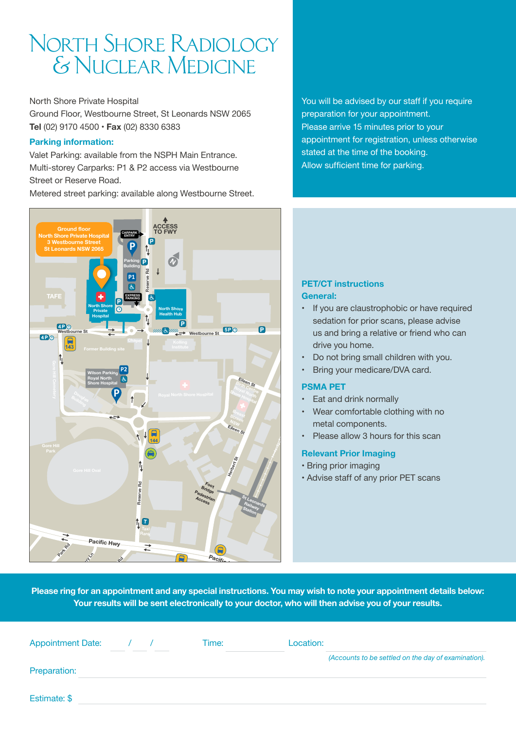# North Shore Radiology & Nuclear Medicine

North Shore Private Hospital
Ground Floor, Westbourne Street, St Leonards NSW 2065
**Tel** (02) 9170 4500 • **Fax** (02) 8330 6383

**Parking information:**

Valet Parking: available from the NSPH Main Entrance.
Multi-storey Carparks: P1 & P2 access via Westbourne Street or Reserve Road.
Metered street parking: available along Westbourne Street.

Ground floor
North Shore Private Hospital
3 Westbourne Street
St Leonards NSW 2065

You will be advised by our staff if you require preparation for your appointment.
Please arrive 15 minutes prior to your appointment for registration, unless otherwise stated at the time of the booking.
Allow sufficient time for parking.

## PET/CT instructions

**General:**

- If you are claustrophobic or have required sedation for prior scans, please advise us and bring a relative or friend who can drive you home.
- Do not bring small children with you.
- Bring your medicare/DVA card.

**PSMA PET**

- Eat and drink normally
- Wear comfortable clothing with no metal components.
- Please allow 3 hours for this scan

**Relevant Prior Imaging**

- Bring prior imaging
- Advise staff of any prior PET scans

**Please ring for an appointment and any special instructions. You may wish to note your appointment details below: Your results will be sent electronically to your doctor, who will then advise you of your results.**

Appointment Date: \_\_ / \_\_ / \_\_ Time: \_\_\_\_ Location: \_\_\_\_

*(Accounts to be settled on the day of examination).*

Preparation: \_\_\_\_

Estimate: $ \_\_\_\_